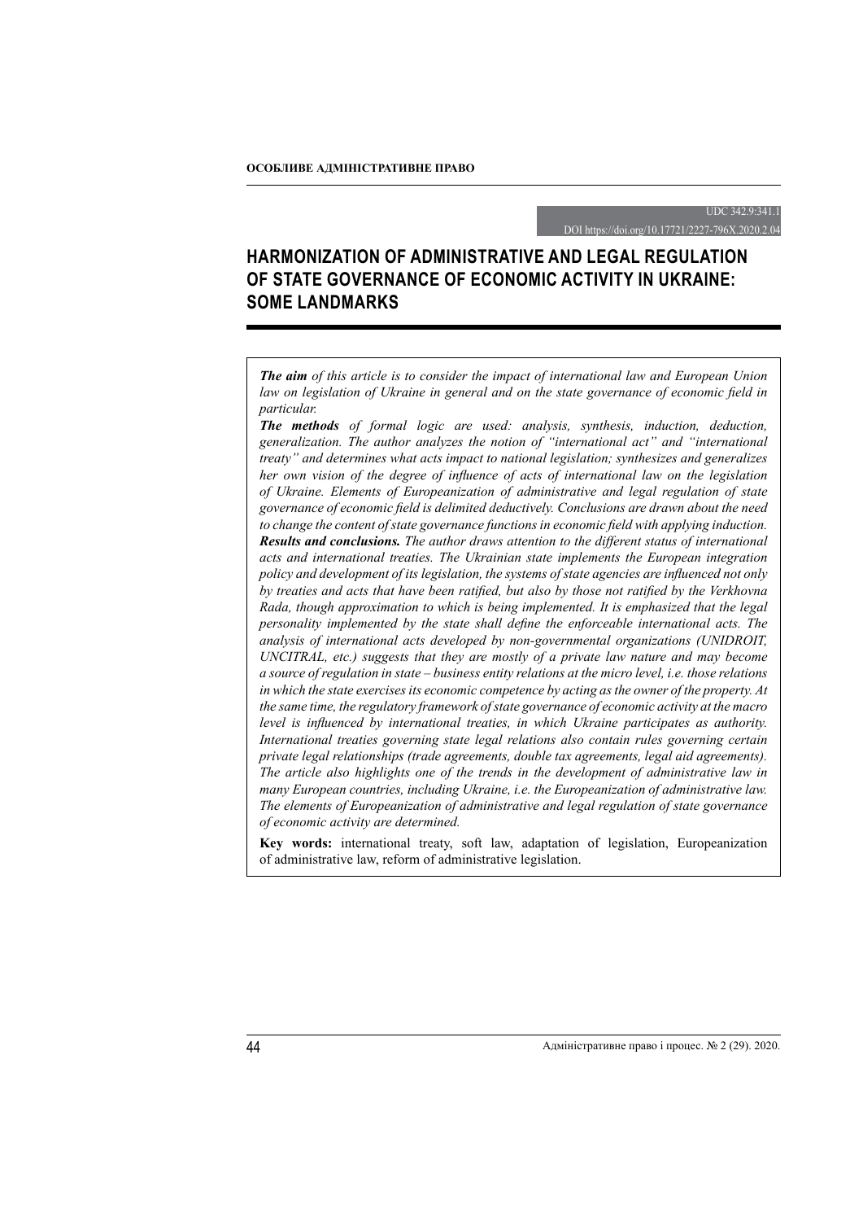UDC 342.9:341.1

DOI https://doi.org/10.17721/2227-796X.2020.2.04

# HARMONIZATION OF ADMINISTRATIVE AND LEGAL REGULATION OF STATE GOVERNANCE OF ECONOMIC ACTIVITY IN UKRAINE: SOME LANDMARKS

***The aim*** *of this article is to consider the impact of international law and European Union law on legislation of Ukraine in general and on the state governance of economic field in particular.*

***The methods*** *of formal logic are used: analysis, synthesis, induction, deduction, generalization. The author analyzes the notion of "international act" and "international treaty" and determines what acts impact to national legislation; synthesizes and generalizes her own vision of the degree of influence of acts of international law on the legislation of Ukraine. Elements of Europeanization of administrative and legal regulation of state governance of economic field is delimited deductively. Conclusions are drawn about the need to change the content of state governance functions in economic field with applying induction.*

***Results and conclusions.*** *The author draws attention to the different status of international acts and international treaties. The Ukrainian state implements the European integration policy and development of its legislation, the systems of state agencies are influenced not only by treaties and acts that have been ratified, but also by those not ratified by the Verkhovna Rada, though approximation to which is being implemented. It is emphasized that the legal personality implemented by the state shall define the enforceable international acts. The analysis of international acts developed by non-governmental organizations (UNIDROIT, UNCITRAL, etc.) suggests that they are mostly of a private law nature and may become a source of regulation in state – business entity relations at the micro level, i.e. those relations in which the state exercises its economic competence by acting as the owner of the property. At the same time, the regulatory framework of state governance of economic activity at the macro level is influenced by international treaties, in which Ukraine participates as authority. International treaties governing state legal relations also contain rules governing certain private legal relationships (trade agreements, double tax agreements, legal aid agreements). The article also highlights one of the trends in the development of administrative law in many European countries, including Ukraine, i.e. the Europeanization of administrative law. The elements of Europeanization of administrative and legal regulation of state governance of economic activity are determined.*

**Key words:** international treaty, soft law, adaptation of legislation, Europeanization of administrative law, reform of administrative legislation.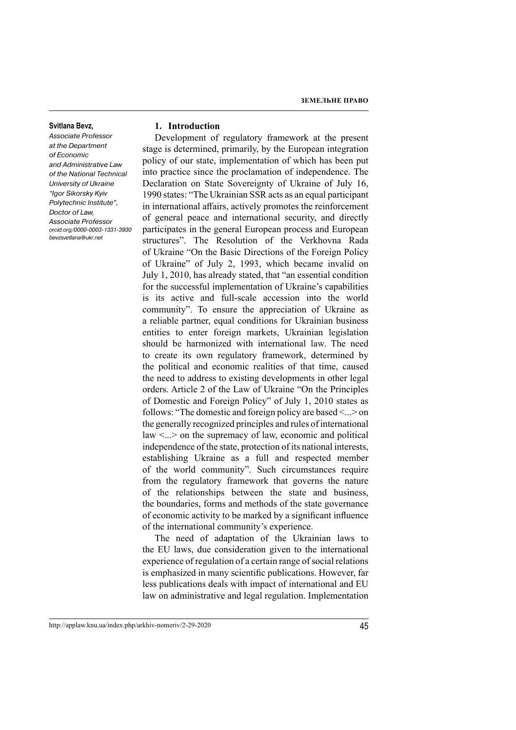**Svitlana Bevz,**
*Associate Professor at the Department of Economic and Administrative Law of the National Technical University of Ukraine "Igor Sikorsky Kyiv Polytechnic Institute", Doctor of Law, Associate Professor*
*orcid.org/0000-0003-1331-3930*
*bevzsvetlana@ukr.net*

## 1. Introduction

Development of regulatory framework at the present stage is determined, primarily, by the European integration policy of our state, implementation of which has been put into practice since the proclamation of independence. The Declaration on State Sovereignty of Ukraine of July 16, 1990 states: "The Ukrainian SSR acts as an equal participant in international affairs, actively promotes the reinforcement of general peace and international security, and directly participates in the general European process and European structures". The Resolution of the Verkhovna Rada of Ukraine "On the Basic Directions of the Foreign Policy of Ukraine" of July 2, 1993, which became invalid on July 1, 2010, has already stated, that "an essential condition for the successful implementation of Ukraine's capabilities is its active and full-scale accession into the world community". To ensure the appreciation of Ukraine as a reliable partner, equal conditions for Ukrainian business entities to enter foreign markets, Ukrainian legislation should be harmonized with international law. The need to create its own regulatory framework, determined by the political and economic realities of that time, caused the need to address to existing developments in other legal orders. Article 2 of the Law of Ukraine "On the Principles of Domestic and Foreign Policy" of July 1, 2010 states as follows: "The domestic and foreign policy are based <...> on the generally recognized principles and rules of international law <...> on the supremacy of law, economic and political independence of the state, protection of its national interests, establishing Ukraine as a full and respected member of the world community". Such circumstances require from the regulatory framework that governs the nature of the relationships between the state and business, the boundaries, forms and methods of the state governance of economic activity to be marked by a significant influence of the international community's experience.

The need of adaptation of the Ukrainian laws to the EU laws, due consideration given to the international experience of regulation of a certain range of social relations is emphasized in many scientific publications. However, far less publications deals with impact of international and EU law on administrative and legal regulation. Implementation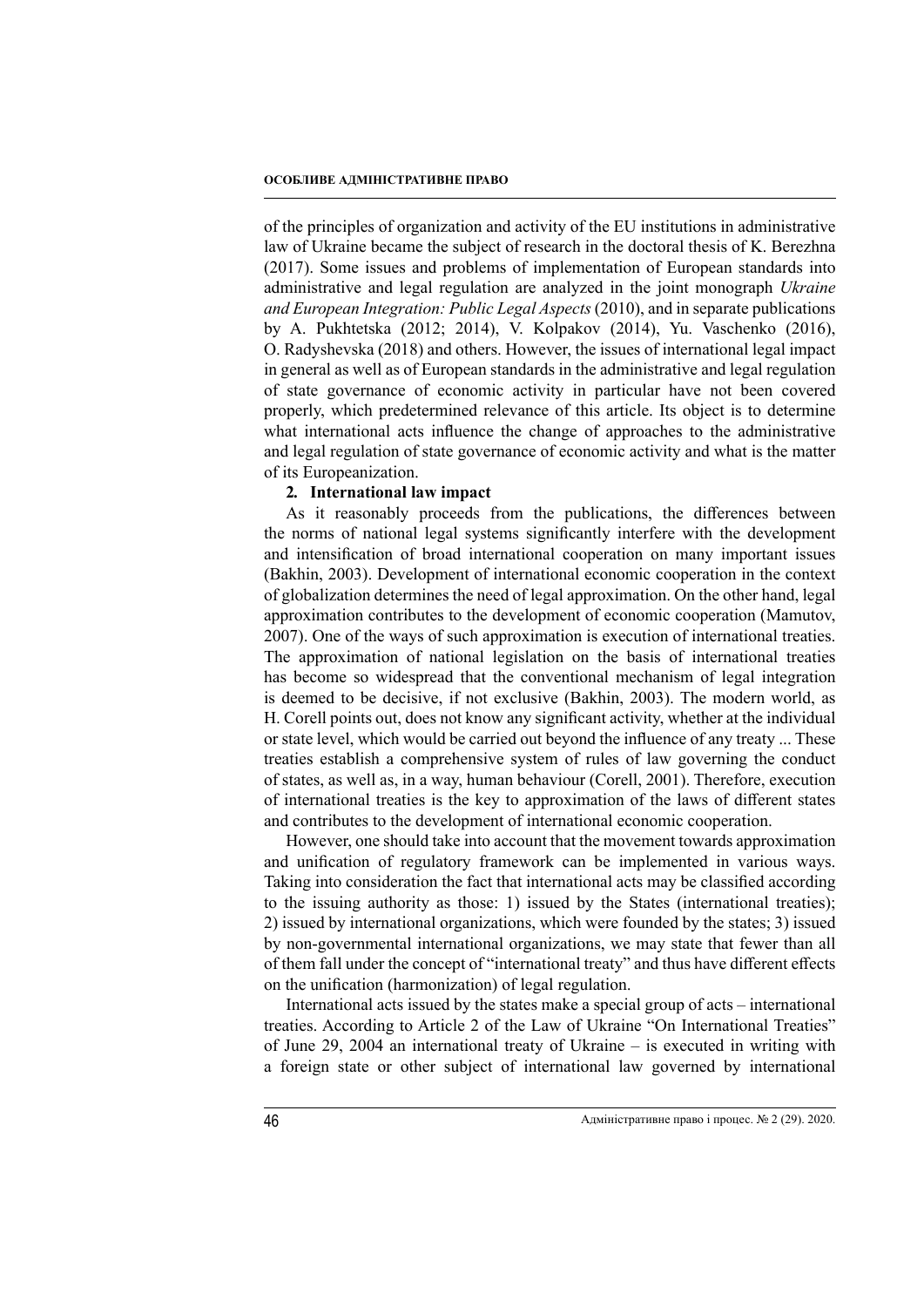of the principles of organization and activity of the EU institutions in administrative law of Ukraine became the subject of research in the doctoral thesis of K. Berezhna (2017). Some issues and problems of implementation of European standards into administrative and legal regulation are analyzed in the joint monograph *Ukraine and European Integration: Public Legal Aspects* (2010), and in separate publications by A. Pukhtetska (2012; 2014), V. Kolpakov (2014), Yu. Vaschenko (2016), O. Radyshevska (2018) and others. However, the issues of international legal impact in general as well as of European standards in the administrative and legal regulation of state governance of economic activity in particular have not been covered properly, which predetermined relevance of this article. Its object is to determine what international acts influence the change of approaches to the administrative and legal regulation of state governance of economic activity and what is the matter of its Europeanization.

## 2. International law impact

As it reasonably proceeds from the publications, the differences between the norms of national legal systems significantly interfere with the development and intensification of broad international cooperation on many important issues (Bakhin, 2003). Development of international economic cooperation in the context of globalization determines the need of legal approximation. On the other hand, legal approximation contributes to the development of economic cooperation (Mamutov, 2007). One of the ways of such approximation is execution of international treaties. The approximation of national legislation on the basis of international treaties has become so widespread that the conventional mechanism of legal integration is deemed to be decisive, if not exclusive (Bakhin, 2003). The modern world, as H. Corell points out, does not know any significant activity, whether at the individual or state level, which would be carried out beyond the influence of any treaty ... These treaties establish a comprehensive system of rules of law governing the conduct of states, as well as, in a way, human behaviour (Corell, 2001). Therefore, execution of international treaties is the key to approximation of the laws of different states and contributes to the development of international economic cooperation.

However, one should take into account that the movement towards approximation and unification of regulatory framework can be implemented in various ways. Taking into consideration the fact that international acts may be classified according to the issuing authority as those: 1) issued by the States (international treaties); 2) issued by international organizations, which were founded by the states; 3) issued by non-governmental international organizations, we may state that fewer than all of them fall under the concept of "international treaty" and thus have different effects on the unification (harmonization) of legal regulation.

International acts issued by the states make a special group of acts – international treaties. According to Article 2 of the Law of Ukraine "On International Treaties" of June 29, 2004 an international treaty of Ukraine – is executed in writing with a foreign state or other subject of international law governed by international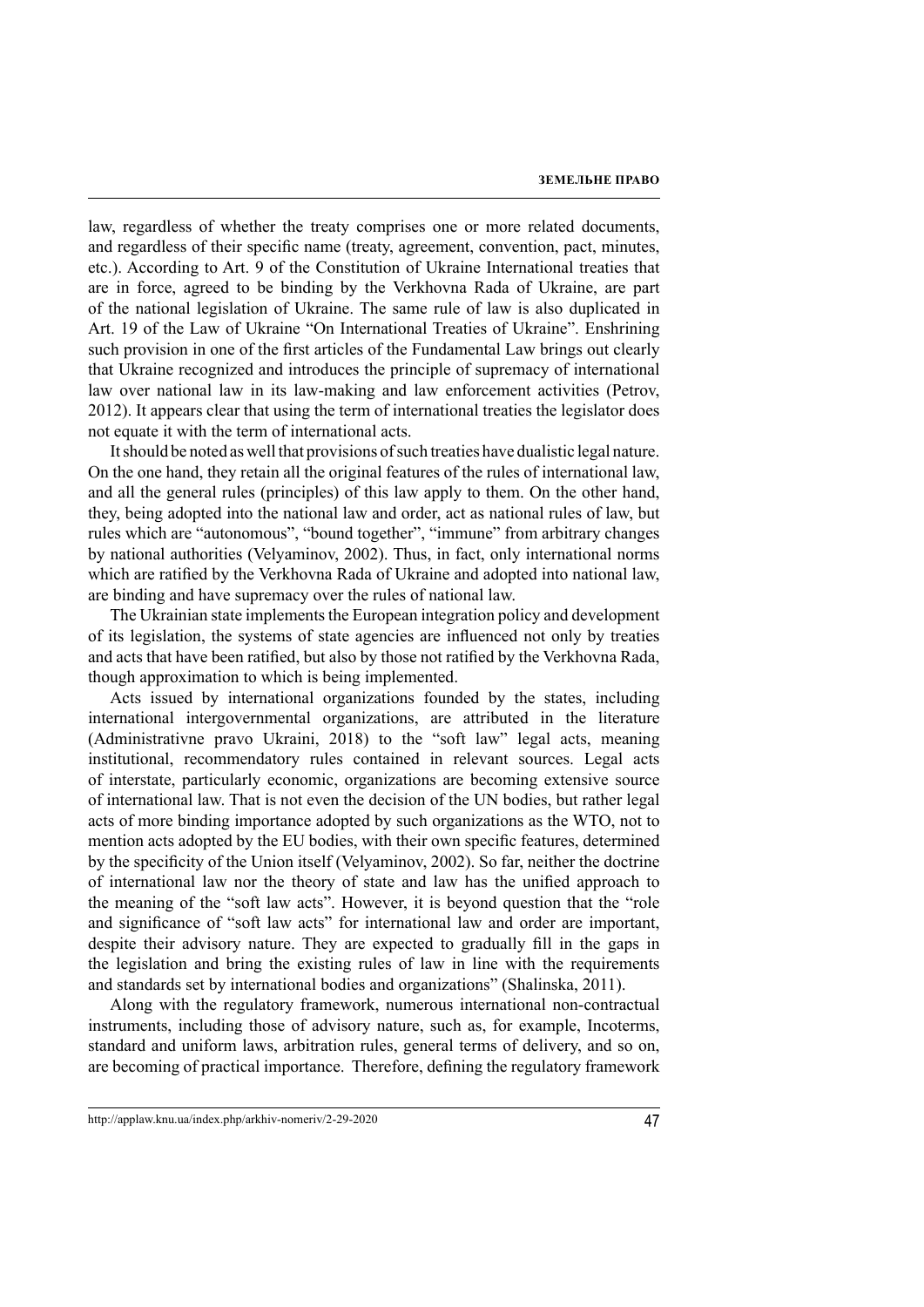law, regardless of whether the treaty comprises one or more related documents, and regardless of their specific name (treaty, agreement, convention, pact, minutes, etc.). According to Art. 9 of the Constitution of Ukraine International treaties that are in force, agreed to be binding by the Verkhovna Rada of Ukraine, are part of the national legislation of Ukraine. The same rule of law is also duplicated in Art. 19 of the Law of Ukraine "On International Treaties of Ukraine". Enshrining such provision in one of the first articles of the Fundamental Law brings out clearly that Ukraine recognized and introduces the principle of supremacy of international law over national law in its law-making and law enforcement activities (Petrov, 2012). It appears clear that using the term of international treaties the legislator does not equate it with the term of international acts.

It should be noted as well that provisions of such treaties have dualistic legal nature. On the one hand, they retain all the original features of the rules of international law, and all the general rules (principles) of this law apply to them. On the other hand, they, being adopted into the national law and order, act as national rules of law, but rules which are "autonomous", "bound together", "immune" from arbitrary changes by national authorities (Velyaminov, 2002). Thus, in fact, only international norms which are ratified by the Verkhovna Rada of Ukraine and adopted into national law, are binding and have supremacy over the rules of national law.

The Ukrainian state implements the European integration policy and development of its legislation, the systems of state agencies are influenced not only by treaties and acts that have been ratified, but also by those not ratified by the Verkhovna Rada, though approximation to which is being implemented.

Acts issued by international organizations founded by the states, including international intergovernmental organizations, are attributed in the literature (Administrativne pravo Ukraini, 2018) to the "soft law" legal acts, meaning institutional, recommendatory rules contained in relevant sources. Legal acts of interstate, particularly economic, organizations are becoming extensive source of international law. That is not even the decision of the UN bodies, but rather legal acts of more binding importance adopted by such organizations as the WTO, not to mention acts adopted by the EU bodies, with their own specific features, determined by the specificity of the Union itself (Velyaminov, 2002). So far, neither the doctrine of international law nor the theory of state and law has the unified approach to the meaning of the "soft law acts". However, it is beyond question that the "role and significance of "soft law acts" for international law and order are important, despite their advisory nature. They are expected to gradually fill in the gaps in the legislation and bring the existing rules of law in line with the requirements and standards set by international bodies and organizations" (Shalinska, 2011).

Along with the regulatory framework, numerous international non-contractual instruments, including those of advisory nature, such as, for example, Incoterms, standard and uniform laws, arbitration rules, general terms of delivery, and so on, are becoming of practical importance. Therefore, defining the regulatory framework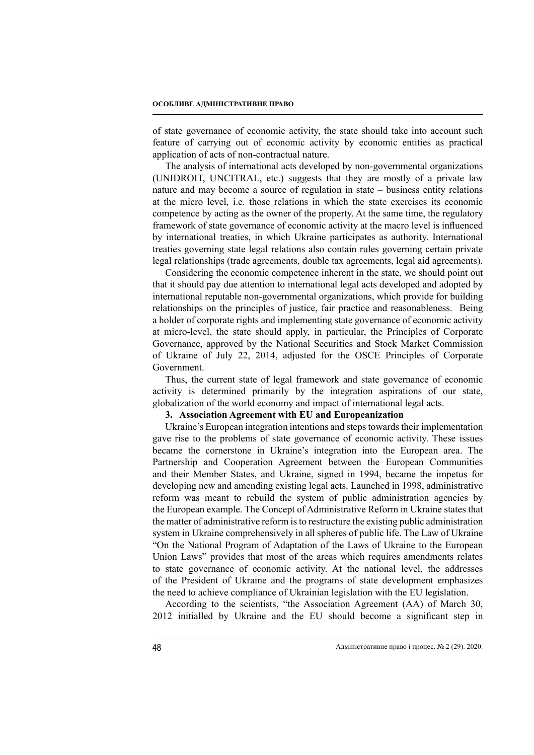of state governance of economic activity, the state should take into account such feature of carrying out of economic activity by economic entities as practical application of acts of non-contractual nature.

The analysis of international acts developed by non-governmental organizations (UNIDROIT, UNCITRAL, etc.) suggests that they are mostly of a private law nature and may become a source of regulation in state – business entity relations at the micro level, i.e. those relations in which the state exercises its economic competence by acting as the owner of the property. At the same time, the regulatory framework of state governance of economic activity at the macro level is influenced by international treaties, in which Ukraine participates as authority. International treaties governing state legal relations also contain rules governing certain private legal relationships (trade agreements, double tax agreements, legal aid agreements).

Considering the economic competence inherent in the state, we should point out that it should pay due attention to international legal acts developed and adopted by international reputable non-governmental organizations, which provide for building relationships on the principles of justice, fair practice and reasonableness. Being a holder of corporate rights and implementing state governance of economic activity at micro-level, the state should apply, in particular, the Principles of Corporate Governance, approved by the National Securities and Stock Market Commission of Ukraine of July 22, 2014, adjusted for the OSCE Principles of Corporate Government.

Thus, the current state of legal framework and state governance of economic activity is determined primarily by the integration aspirations of our state, globalization of the world economy and impact of international legal acts.

### 3. Association Agreement with EU and Europeanization

Ukraine's European integration intentions and steps towards their implementation gave rise to the problems of state governance of economic activity. These issues became the cornerstone in Ukraine's integration into the European area. The Partnership and Cooperation Agreement between the European Communities and their Member States, and Ukraine, signed in 1994, became the impetus for developing new and amending existing legal acts. Launched in 1998, administrative reform was meant to rebuild the system of public administration agencies by the European example. The Concept of Administrative Reform in Ukraine states that the matter of administrative reform is to restructure the existing public administration system in Ukraine comprehensively in all spheres of public life. The Law of Ukraine "On the National Program of Adaptation of the Laws of Ukraine to the European Union Laws" provides that most of the areas which requires amendments relates to state governance of economic activity. At the national level, the addresses of the President of Ukraine and the programs of state development emphasizes the need to achieve compliance of Ukrainian legislation with the EU legislation.

According to the scientists, "the Association Agreement (AA) of March 30, 2012 initialled by Ukraine and the EU should become a significant step in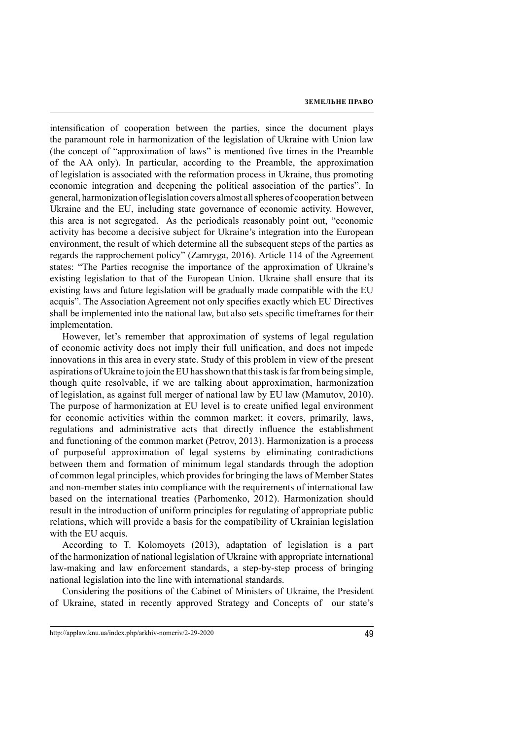intensification of cooperation between the parties, since the document plays the paramount role in harmonization of the legislation of Ukraine with Union law (the concept of "approximation of laws" is mentioned five times in the Preamble of the AA only). In particular, according to the Preamble, the approximation of legislation is associated with the reformation process in Ukraine, thus promoting economic integration and deepening the political association of the parties". In general, harmonization of legislation covers almost all spheres of cooperation between Ukraine and the EU, including state governance of economic activity. However, this area is not segregated. As the periodicals reasonably point out, "economic activity has become a decisive subject for Ukraine's integration into the European environment, the result of which determine all the subsequent steps of the parties as regards the rapprochement policy" (Zamryga, 2016). Article 114 of the Agreement states: "The Parties recognise the importance of the approximation of Ukraine's existing legislation to that of the European Union. Ukraine shall ensure that its existing laws and future legislation will be gradually made compatible with the EU acquis". The Association Agreement not only specifies exactly which EU Directives shall be implemented into the national law, but also sets specific timeframes for their implementation.

However, let's remember that approximation of systems of legal regulation of economic activity does not imply their full unification, and does not impede innovations in this area in every state. Study of this problem in view of the present aspirations of Ukraine to join the EU has shown that this task is far from being simple, though quite resolvable, if we are talking about approximation, harmonization of legislation, as against full merger of national law by EU law (Mamutov, 2010). The purpose of harmonization at EU level is to create unified legal environment for economic activities within the common market; it covers, primarily, laws, regulations and administrative acts that directly influence the establishment and functioning of the common market (Petrov, 2013). Harmonization is a process of purposeful approximation of legal systems by eliminating contradictions between them and formation of minimum legal standards through the adoption of common legal principles, which provides for bringing the laws of Member States and non-member states into compliance with the requirements of international law based on the international treaties (Parhomenko, 2012). Harmonization should result in the introduction of uniform principles for regulating of appropriate public relations, which will provide a basis for the compatibility of Ukrainian legislation with the EU acquis.

According to T. Kolomoyets (2013), adaptation of legislation is a part of the harmonization of national legislation of Ukraine with appropriate international law-making and law enforcement standards, a step-by-step process of bringing national legislation into the line with international standards.

Considering the positions of the Cabinet of Ministers of Ukraine, the President of Ukraine, stated in recently approved Strategy and Concepts of our state's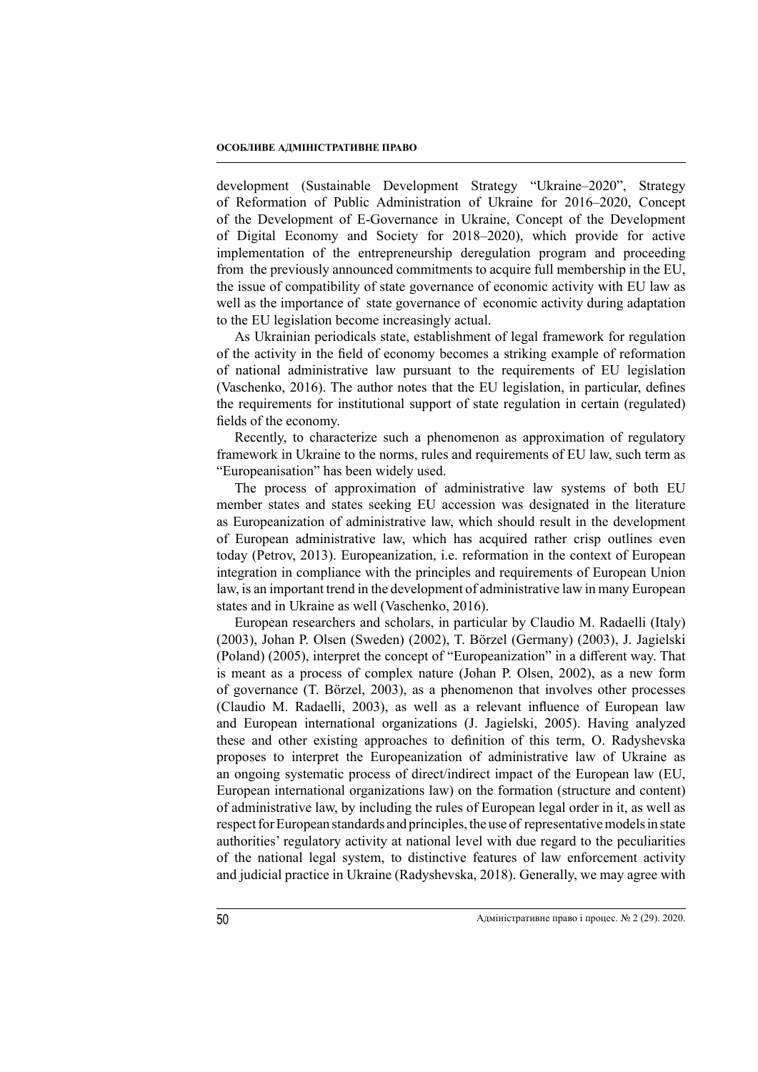development (Sustainable Development Strategy "Ukraine–2020", Strategy of Reformation of Public Administration of Ukraine for 2016–2020, Concept of the Development of E-Governance in Ukraine, Concept of the Development of Digital Economy and Society for 2018–2020), which provide for active implementation of the entrepreneurship deregulation program and proceeding from the previously announced commitments to acquire full membership in the EU, the issue of compatibility of state governance of economic activity with EU law as well as the importance of state governance of economic activity during adaptation to the EU legislation become increasingly actual.

As Ukrainian periodicals state, establishment of legal framework for regulation of the activity in the field of economy becomes a striking example of reformation of national administrative law pursuant to the requirements of EU legislation (Vaschenko, 2016). The author notes that the EU legislation, in particular, defines the requirements for institutional support of state regulation in certain (regulated) fields of the economy.

Recently, to characterize such a phenomenon as approximation of regulatory framework in Ukraine to the norms, rules and requirements of EU law, such term as "Europeanisation" has been widely used.

The process of approximation of administrative law systems of both EU member states and states seeking EU accession was designated in the literature as Europeanization of administrative law, which should result in the development of European administrative law, which has acquired rather crisp outlines even today (Petrov, 2013). Europeanization, i.e. reformation in the context of European integration in compliance with the principles and requirements of European Union law, is an important trend in the development of administrative law in many European states and in Ukraine as well (Vaschenko, 2016).

European researchers and scholars, in particular by Claudio M. Radaelli (Italy) (2003), Johan P. Olsen (Sweden) (2002), T. Börzel (Germany) (2003), J. Jagielski (Poland) (2005), interpret the concept of "Europeanization" in a different way. That is meant as a process of complex nature (Johan P. Olsen, 2002), as a new form of governance (T. Börzel, 2003), as a phenomenon that involves other processes (Claudio M. Radaelli, 2003), as well as a relevant influence of European law and European international organizations (J. Jagielski, 2005). Having analyzed these and other existing approaches to definition of this term, O. Radyshevska proposes to interpret the Europeanization of administrative law of Ukraine as an ongoing systematic process of direct/indirect impact of the European law (EU, European international organizations law) on the formation (structure and content) of administrative law, by including the rules of European legal order in it, as well as respect for European standards and principles, the use of representative models in state authorities' regulatory activity at national level with due regard to the peculiarities of the national legal system, to distinctive features of law enforcement activity and judicial practice in Ukraine (Radyshevska, 2018). Generally, we may agree with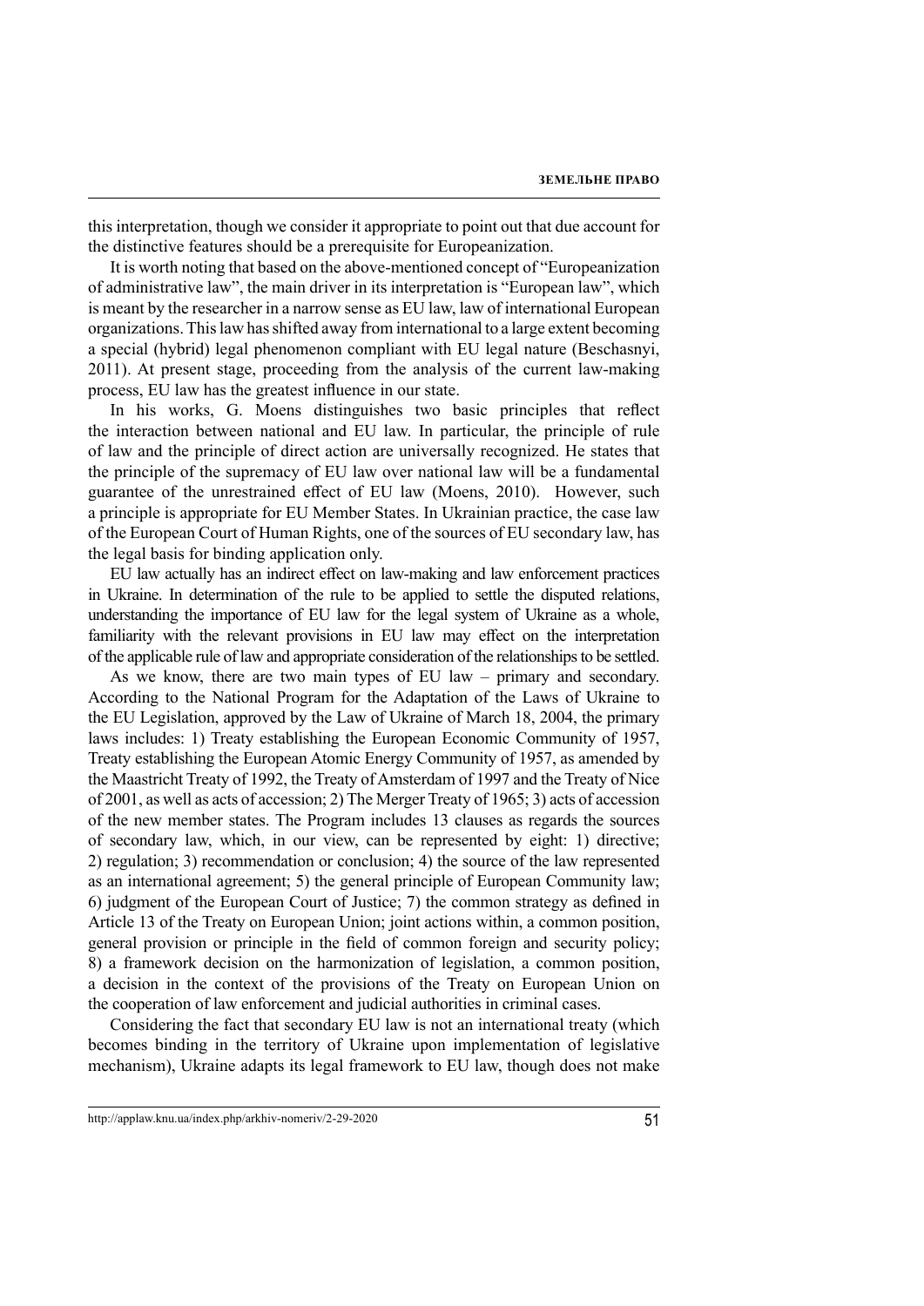this interpretation, though we consider it appropriate to point out that due account for the distinctive features should be a prerequisite for Europeanization.

It is worth noting that based on the above-mentioned concept of "Europeanization of administrative law", the main driver in its interpretation is "European law", which is meant by the researcher in a narrow sense as EU law, law of international European organizations. This law has shifted away from international to a large extent becoming a special (hybrid) legal phenomenon compliant with EU legal nature (Beschasnyi, 2011). At present stage, proceeding from the analysis of the current law-making process, EU law has the greatest influence in our state.

In his works, G. Moens distinguishes two basic principles that reflect the interaction between national and EU law. In particular, the principle of rule of law and the principle of direct action are universally recognized. He states that the principle of the supremacy of EU law over national law will be a fundamental guarantee of the unrestrained effect of EU law (Moens, 2010). However, such a principle is appropriate for EU Member States. In Ukrainian practice, the case law of the European Court of Human Rights, one of the sources of EU secondary law, has the legal basis for binding application only.

EU law actually has an indirect effect on law-making and law enforcement practices in Ukraine. In determination of the rule to be applied to settle the disputed relations, understanding the importance of EU law for the legal system of Ukraine as a whole, familiarity with the relevant provisions in EU law may effect on the interpretation of the applicable rule of law and appropriate consideration of the relationships to be settled.

As we know, there are two main types of EU law – primary and secondary. According to the National Program for the Adaptation of the Laws of Ukraine to the EU Legislation, approved by the Law of Ukraine of March 18, 2004, the primary laws includes: 1) Treaty establishing the European Economic Community of 1957, Treaty establishing the European Atomic Energy Community of 1957, as amended by the Maastricht Treaty of 1992, the Treaty of Amsterdam of 1997 and the Treaty of Nice of 2001, as well as acts of accession; 2) The Merger Treaty of 1965; 3) acts of accession of the new member states. The Program includes 13 clauses as regards the sources of secondary law, which, in our view, can be represented by eight: 1) directive; 2) regulation; 3) recommendation or conclusion; 4) the source of the law represented as an international agreement; 5) the general principle of European Community law; 6) judgment of the European Court of Justice; 7) the common strategy as defined in Article 13 of the Treaty on European Union; joint actions within, a common position, general provision or principle in the field of common foreign and security policy; 8) a framework decision on the harmonization of legislation, a common position, a decision in the context of the provisions of the Treaty on European Union on the cooperation of law enforcement and judicial authorities in criminal cases.

Considering the fact that secondary EU law is not an international treaty (which becomes binding in the territory of Ukraine upon implementation of legislative mechanism), Ukraine adapts its legal framework to EU law, though does not make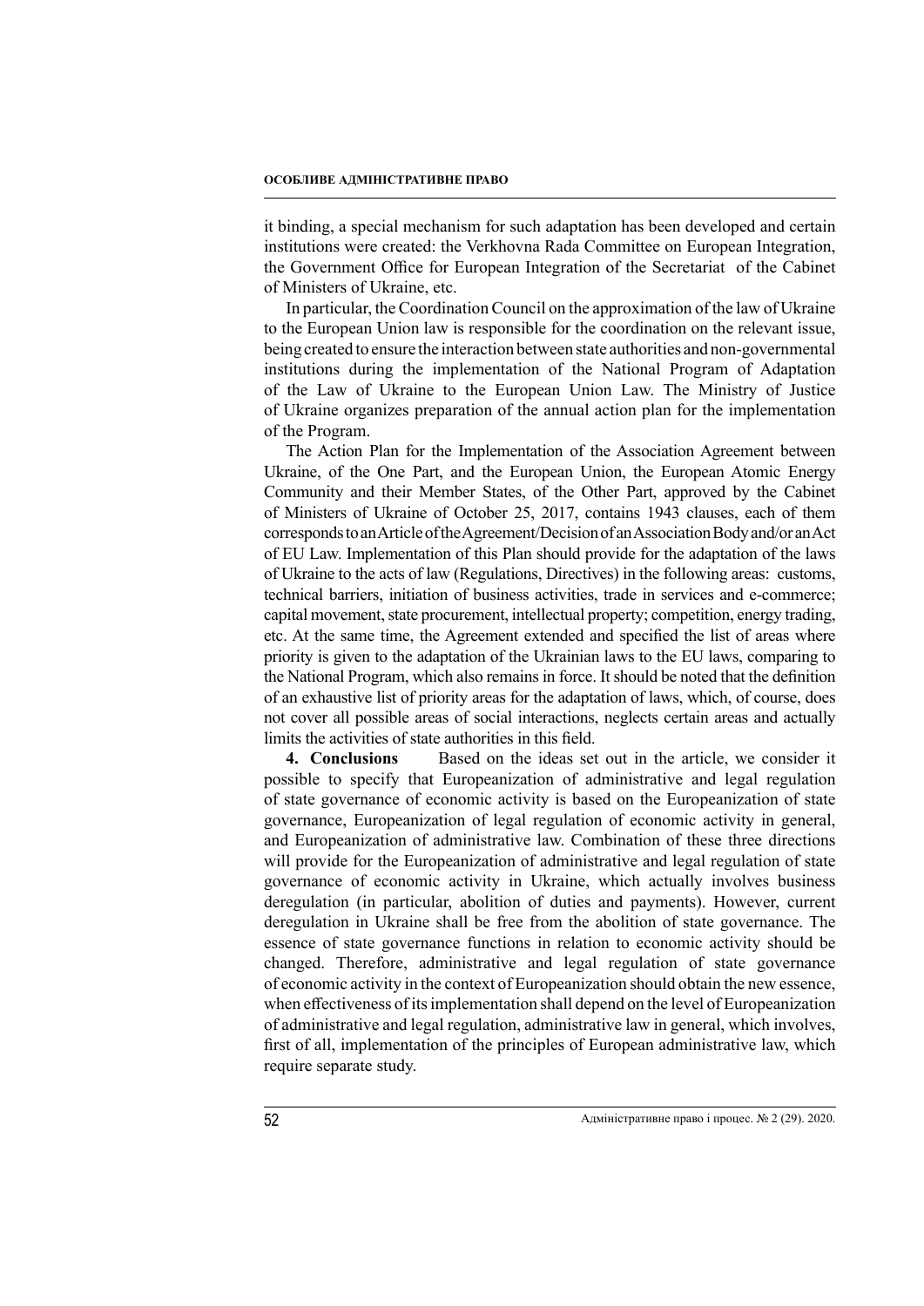it binding, a special mechanism for such adaptation has been developed and certain institutions were created: the Verkhovna Rada Committee on European Integration, the Government Office for European Integration of the Secretariat of the Cabinet of Ministers of Ukraine, etc.

In particular, the Coordination Council on the approximation of the law of Ukraine to the European Union law is responsible for the coordination on the relevant issue, being created to ensure the interaction between state authorities and non-governmental institutions during the implementation of the National Program of Adaptation of the Law of Ukraine to the European Union Law. The Ministry of Justice of Ukraine organizes preparation of the annual action plan for the implementation of the Program.

The Action Plan for the Implementation of the Association Agreement between Ukraine, of the One Part, and the European Union, the European Atomic Energy Community and their Member States, of the Other Part, approved by the Cabinet of Ministers of Ukraine of October 25, 2017, contains 1943 clauses, each of them corresponds to an Article of the Agreement/Decision of an Association Body and/or an Act of EU Law. Implementation of this Plan should provide for the adaptation of the laws of Ukraine to the acts of law (Regulations, Directives) in the following areas: customs, technical barriers, initiation of business activities, trade in services and e-commerce; capital movement, state procurement, intellectual property; competition, energy trading, etc. At the same time, the Agreement extended and specified the list of areas where priority is given to the adaptation of the Ukrainian laws to the EU laws, comparing to the National Program, which also remains in force. It should be noted that the definition of an exhaustive list of priority areas for the adaptation of laws, which, of course, does not cover all possible areas of social interactions, neglects certain areas and actually limits the activities of state authorities in this field.

**4. Conclusions** Based on the ideas set out in the article, we consider it possible to specify that Europeanization of administrative and legal regulation of state governance of economic activity is based on the Europeanization of state governance, Europeanization of legal regulation of economic activity in general, and Europeanization of administrative law. Combination of these three directions will provide for the Europeanization of administrative and legal regulation of state governance of economic activity in Ukraine, which actually involves business deregulation (in particular, abolition of duties and payments). However, current deregulation in Ukraine shall be free from the abolition of state governance. The essence of state governance functions in relation to economic activity should be changed. Therefore, administrative and legal regulation of state governance of economic activity in the context of Europeanization should obtain the new essence, when effectiveness of its implementation shall depend on the level of Europeanization of administrative and legal regulation, administrative law in general, which involves, first of all, implementation of the principles of European administrative law, which require separate study.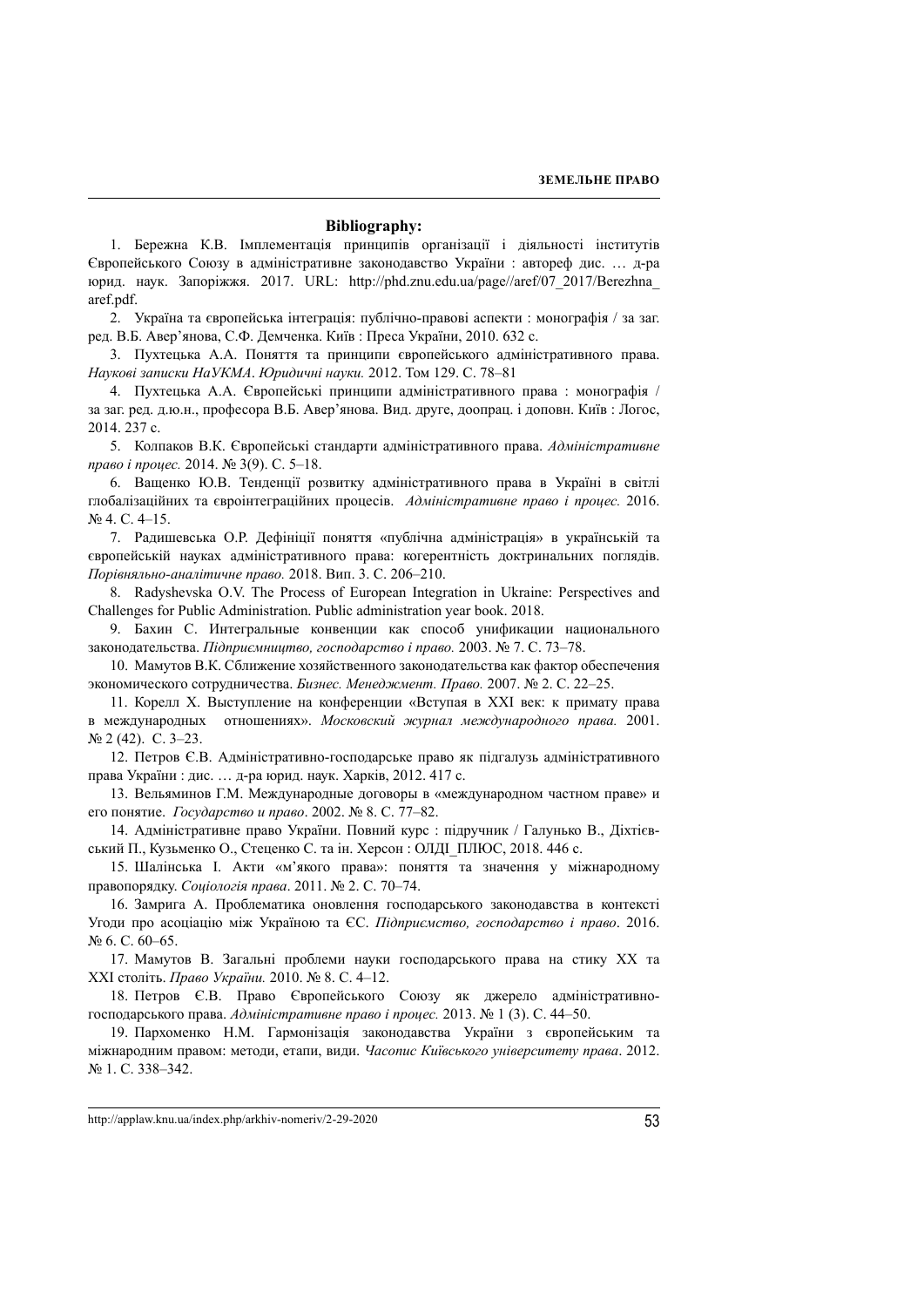**Bibliography:**

1. Бережна К.В. Імплементація принципів організації і діяльності інститутів Європейського Союзу в адміністративне законодавство України : автореф дис. … д-ра юрид. наук. Запоріжжя. 2017. URL: http://phd.znu.edu.ua/page//aref/07_2017/Berezhna_aref.pdf.

2. Україна та європейська інтеграція: публічно-правові аспекти : монографія / за заг. ред. В.Б. Авер'янова, С.Ф. Демченка. Київ : Преса України, 2010. 632 с.

3. Пухтецька А.А. Поняття та принципи європейського адміністративного права. *Наукові записки НаУКМА*. *Юридичні науки.* 2012. Том 129. С. 78–81

4. Пухтецька А.А. Європейські принципи адміністративного права : монографія / за заг. ред. д.ю.н., професора В.Б. Авер'янова. Вид. друге, доопрац. і доповн. Київ : Логос, 2014. 237 с.

5. Колпаков В.К. Європейські стандарти адміністративного права. *Адміністративне право і процес.* 2014. № 3(9). С. 5–18.

6. Ващенко Ю.В. Тенденції розвитку адміністративного права в Україні в світлі глобалізаційних та євроінтеграційних процесів. *Адміністративне право і процес.* 2016. № 4. С. 4–15.

7. Радишевська О.Р. Дефініції поняття «публічна адміністрація» в українській та європейській науках адміністративного права: когерентність доктринальних поглядів. *Порівняльно-аналітичне право.* 2018. Вип. 3. С. 206–210.

8. Radyshevska O.V. The Process of European Integration in Ukraine: Perspectives and Challenges for Public Administration. Public administration year book. 2018.

9. Бахин С. Интегральные конвенции как способ унификации национального законодательства. *Підприємництво, господарство і право.* 2003. № 7. С. 73–78.

10. Мамутов В.К. Сближение хозяйственного законодательства как фактор обеспечения экономического сотрудничества. *Бизнес. Менеджмент. Право.* 2007. № 2. С. 22–25.

11. Корелл Х. Выступление на конференции «Вступая в XXI век: к примату права в международных отношениях». *Московский журнал международного права.* 2001. № 2 (42). С. 3–23.

12. Петров Є.В. Адміністративно-господарське право як підгалузь адміністративного права України : дис. … д-ра юрид. наук. Харків, 2012. 417 с.

13. Вельяминов Г.М. Международные договоры в «международном частном праве» и его понятие. *Государство и право*. 2002. № 8. С. 77–82.

14. Адміністративне право України. Повний курс : підручник / Галунько В., Діхтієвський П., Кузьменко О., Стеценко С. та ін. Херсон : ОЛДІ_ПЛЮС, 2018. 446 с.

15. Шалінська І. Акти «м'якого права»: поняття та значення у міжнародному правопорядку. *Соціологія права*. 2011. № 2. С. 70–74.

16. Замрига А. Проблематика оновлення господарського законодавства в контексті Угоди про асоціацію між Україною та ЄС. *Підприємство, господарство і право*. 2016. № 6. С. 60–65.

17. Мамутов В. Загальні проблеми науки господарського права на стику XX та XXI століть. *Право України.* 2010. № 8. С. 4–12.

18. Петров Є.В. Право Європейського Союзу як джерело адміністративно-господарського права. *Адміністративне право і процес.* 2013. № 1 (3). С. 44–50.

19. Пархоменко Н.М. Гармонізація законодавства України з європейським та міжнародним правом: методи, етапи, види. *Часопис Київського університету права*. 2012. № 1. С. 338–342.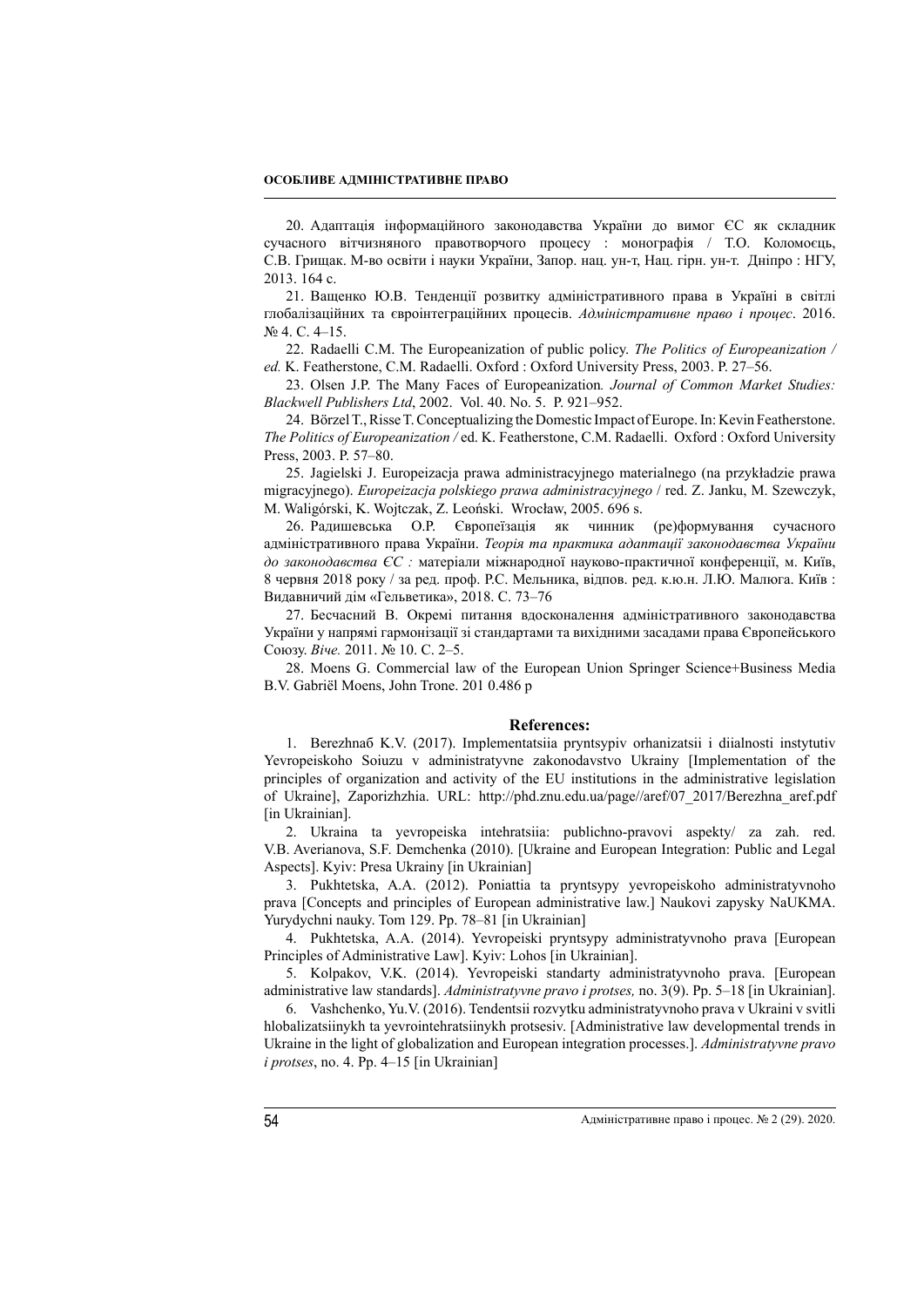20. Адаптація інформаційного законодавства України до вимог ЄС як складник сучасного вітчизняного правотворчого процесу : монографія / Т.О. Коломоєць, С.В. Грищак. М-во освіти і науки України, Запор. нац. ун-т, Нац. гірн. ун-т. Дніпро : НГУ, 2013. 164 с.

21. Ващенко Ю.В. Тенденції розвитку адміністративного права в Україні в світлі глобалізаційних та євроінтеграційних процесів. *Адміністративне право і процес*. 2016. № 4. С. 4–15.

22. Radaelli C.M. The Europeanization of public policy. *The Politics of Europeanization / ed.* K. Featherstone, C.M. Radaelli. Oxford : Oxford University Press, 2003. P. 27–56.

23. Olsen J.P. The Many Faces of Europeanization*. Journal of Common Market Studies: Blackwell Publishers Ltd*, 2002. Vol. 40. No. 5. P. 921–952.

24. Börzel T., Risse T. Conceptualizing the Domestic Impact of Europe. In: Kevin Featherstone. *The Politics of Europeanization /* ed. K. Featherstone, C.M. Radaelli. Oxford : Oxford University Press, 2003. P. 57–80.

25. Jagielski J. Europeizacja prawa administracyjnego materialnego (na przykładzie prawa migracyjnego). *Europeizacja polskiego prawa administracyjnego* / red. Z. Janku, M. Szewczyk, M. Waligórski, K. Wojtczak, Z. Leoński. Wrocław, 2005. 696 s.

26. Радишевська О.Р. Європеїзація як чинник (ре)формування сучасного адміністративного права України. *Теорія та практика адаптації законодавства України до законодавства ЄС :* матеріали міжнародної науково-практичної конференції, м. Київ, 8 червня 2018 року / за ред. проф. Р.С. Мельника, відпов. ред. к.ю.н. Л.Ю. Малюга. Київ : Видавничий дім «Гельветика», 2018. С. 73–76

27. Бесчасний В. Окремі питання вдосконалення адміністративного законодавства України у напрямі гармонізації зі стандартами та вихідними засадами права Європейського Союзу. *Віче.* 2011. № 10. С. 2–5.

28. Moens G. Commercial law of the European Union Springer Science+Business Media B.V. Gabriël Moens, John Trone. 201 0.486 p

## References:

1. Berezhnaб K.V. (2017). Implementatsiia pryntsypiv orhanizatsii i diialnosti instytutiv Yevropeiskoho Soiuzu v administratyvne zakonodavstvo Ukrainy [Implementation of the principles of organization and activity of the EU institutions in the administrative legislation of Ukraine], Zaporizhzhia. URL: http://phd.znu.edu.ua/page//aref/07_2017/Berezhna_aref.pdf [in Ukrainian].

2. Ukraina ta yevropeiska intehratsiia: publichno-pravovi aspekty/ za zah. red. V.B. Averianova, S.F. Demchenka (2010). [Ukraine and European Integration: Public and Legal Aspects]. Kyiv: Presa Ukrainy [in Ukrainian]

3. Pukhtetska, A.A. (2012). Poniattia ta pryntsypy yevropeiskoho administratyvnoho prava [Concepts and principles of European administrative law.] Naukovi zapysky NaUKMA. Yurydychni nauky. Tom 129. Pp. 78–81 [in Ukrainian]

4. Pukhtetska, A.A. (2014). Yevropeiski pryntsypy administratyvnoho prava [European Principles of Administrative Law]. Kyiv: Lohos [in Ukrainian].

5. Kolpakov, V.K. (2014). Yevropeiski standarty administratyvnoho prava. [European administrative law standards]. *Administratyvne pravo i protses,* no. 3(9). Pp. 5–18 [in Ukrainian].

6. Vashchenko, Yu.V. (2016). Tendentsii rozvytku administratyvnoho prava v Ukraini v svitli hlobalizatsiinykh ta yevrointehratsiinykh protsesiv. [Administrative law developmental trends in Ukraine in the light of globalization and European integration processes.]. *Administratyvne pravo i protses*, no. 4. Pp. 4–15 [in Ukrainian]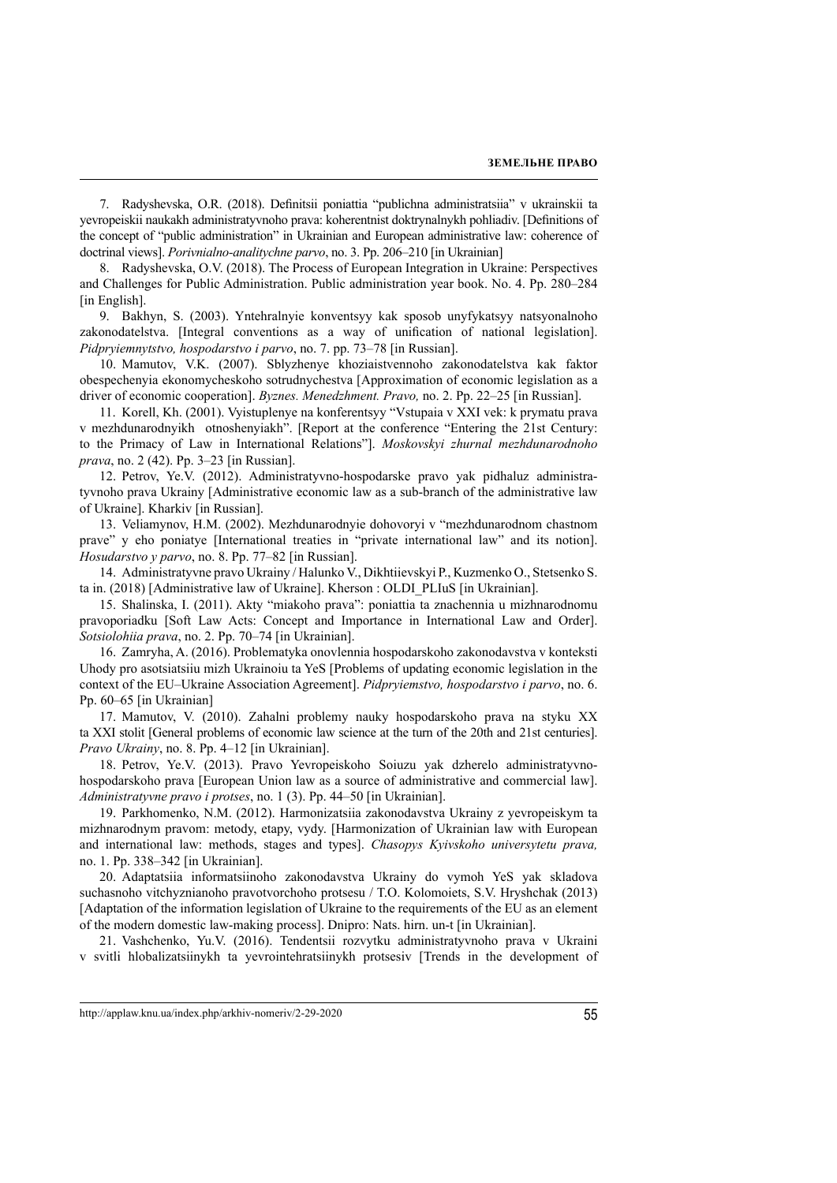7. Radyshevska, O.R. (2018). Definitsii poniattia "publichna administratsiia" v ukrainskii ta yevropeiskii naukakh administratyvnoho prava: koherentnist doktrynalnykh pohliadiv. [Definitions of the concept of "public administration" in Ukrainian and European administrative law: coherence of doctrinal views]. *Porivnialno-analitychne parvo*, no. 3. Pp. 206–210 [in Ukrainian]

8. Radyshevska, O.V. (2018). The Process of European Integration in Ukraine: Perspectives and Challenges for Public Administration. Public administration year book. No. 4. Pp. 280–284 [in English].

9. Bakhyn, S. (2003). Yntehralnyie konventsyy kak sposob unyfykatsyy natsyonalnoho zakonodatelstva. [Integral conventions as a way of unification of national legislation]. *Pidpryiemnytstvo, hospodarstvo i parvo*, no. 7. pp. 73–78 [in Russian].

10. Mamutov, V.K. (2007). Sblyzhenye khoziaistvennoho zakonodatelstva kak faktor obespechenyia ekonomycheskoho sotrudnychestva [Approximation of economic legislation as a driver of economic cooperation]. *Byznes. Menedzhment. Pravo,* no. 2. Pp. 22–25 [in Russian].

11. Korell, Kh. (2001). Vyistuplenye na konferentsyy "Vstupaia v XXI vek: k prymatu prava v mezhdunarodnyikh otnoshenyiakh". [Report at the conference "Entering the 21st Century: to the Primacy of Law in International Relations"]. *Moskovskyi zhurnal mezhdunarodnoho prava*, no. 2 (42). Pp. 3–23 [in Russian].

12. Petrov, Ye.V. (2012). Administratyvno-hospodarske pravo yak pidhaluz administratyvnoho prava Ukrainy [Administrative economic law as a sub-branch of the administrative law of Ukraine]. Kharkiv [in Russian].

13. Veliamynov, H.M. (2002). Mezhdunarodnyie dohovoryi v "mezhdunarodnom chastnom prave" y eho poniatye [International treaties in "private international law" and its notion]. *Hosudarstvo y parvo*, no. 8. Pp. 77–82 [in Russian].

14. Administratyvne pravo Ukrainy / Halunko V., Dikhtiievskyi P., Kuzmenko O., Stetsenko S. ta in. (2018) [Administrative law of Ukraine]. Kherson : OLDI_PLIuS [in Ukrainian].

15. Shalinska, I. (2011). Akty "miakoho prava": poniattia ta znachennia u mizhnarodnomu pravoporiadku [Soft Law Acts: Concept and Importance in International Law and Order]. *Sotsiolohiia prava*, no. 2. Pp. 70–74 [in Ukrainian].

16. Zamryha, A. (2016). Problematyka onovlennia hospodarskoho zakonodavstva v konteksti Uhody pro asotsiatsiiu mizh Ukrainoiu ta YeS [Problems of updating economic legislation in the context of the EU–Ukraine Association Agreement]. *Pidpryiemstvo, hospodarstvo i parvo*, no. 6. Pp. 60–65 [in Ukrainian]

17. Mamutov, V. (2010). Zahalni problemy nauky hospodarskoho prava na styku XX ta XXI stolit [General problems of economic law science at the turn of the 20th and 21st centuries]. *Pravo Ukrainy*, no. 8. Pp. 4–12 [in Ukrainian].

18. Petrov, Ye.V. (2013). Pravo Yevropeiskoho Soiuzu yak dzherelo administratyvno-hospodarskoho prava [European Union law as a source of administrative and commercial law]. *Administratyvne pravo i protses*, no. 1 (3). Pp. 44–50 [in Ukrainian].

19. Parkhomenko, N.M. (2012). Harmonizatsiia zakonodavstva Ukrainy z yevropeiskym ta mizhnarodnym pravom: metody, etapy, vydy. [Harmonization of Ukrainian law with European and international law: methods, stages and types]. *Chasopys Kyivskoho universytetu prava,* no. 1. Pp. 338–342 [in Ukrainian].

20. Adaptatsiia informatsiinoho zakonodavstva Ukrainy do vymoh YeS yak skladova suchasnoho vitchyznianoho pravotvorchoho protsesu / T.O. Kolomoiets, S.V. Hryshchak (2013) [Adaptation of the information legislation of Ukraine to the requirements of the EU as an element of the modern domestic law-making process]. Dnipro: Nats. hirn. un-t [in Ukrainian].

21. Vashchenko, Yu.V. (2016). Tendentsii rozvytku administratyvnoho prava v Ukraini v svitli hlobalizatsiinykh ta yevrointehratsiinykh protsesiv [Trends in the development of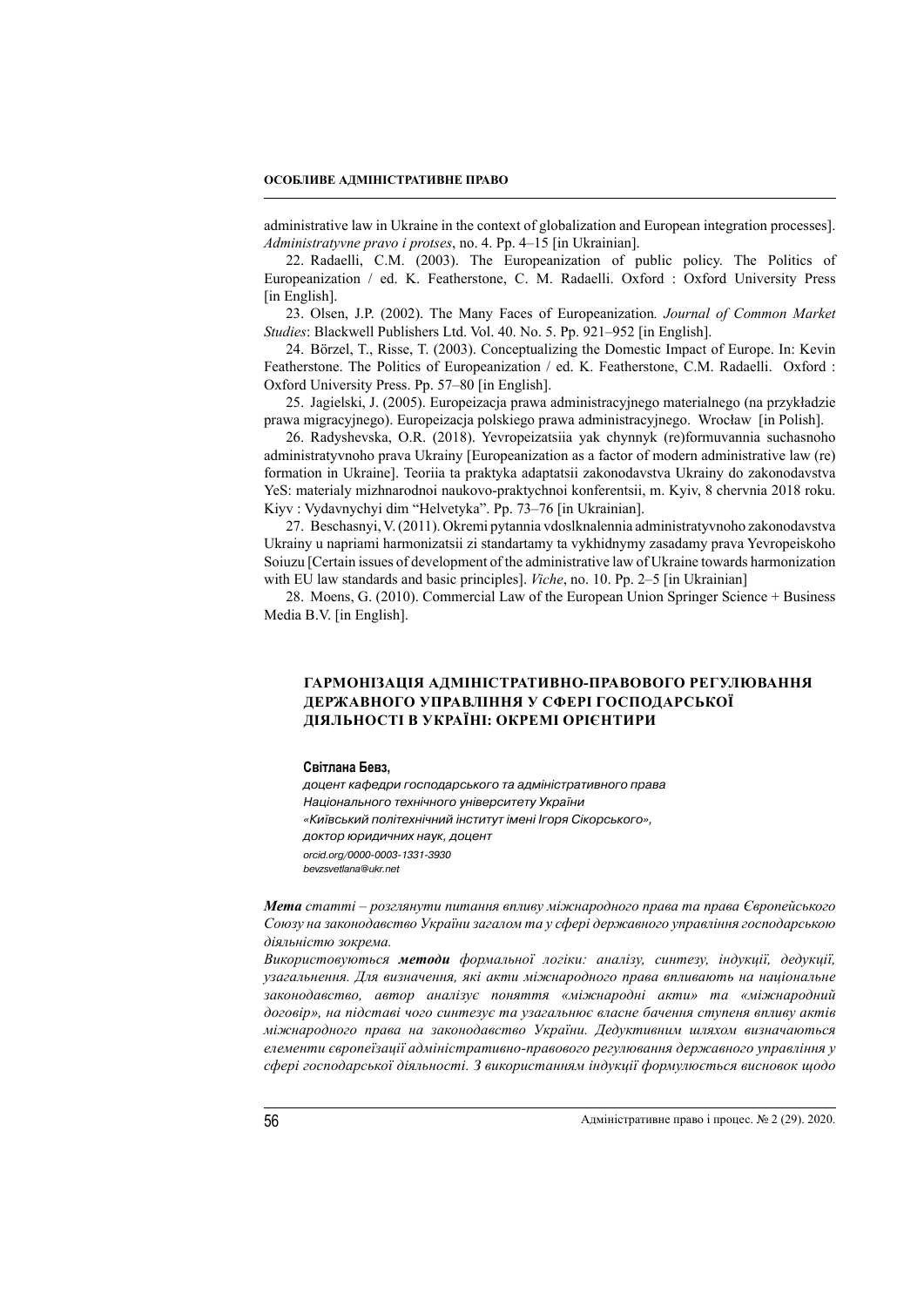administrative law in Ukraine in the context of globalization and European integration processes]. *Administratyvne pravo i protses*, no. 4. Pp. 4–15 [in Ukrainian].

22. Radaelli, C.M. (2003). The Europeanization of public policy. The Politics of Europeanization / ed. K. Featherstone, C. M. Radaelli. Oxford : Oxford University Press [in English].

23. Olsen, J.P. (2002). The Many Faces of Europeanization. *Journal of Common Market Studies*: Blackwell Publishers Ltd. Vol. 40. No. 5. Pp. 921–952 [in English].

24. Börzel, T., Risse, T. (2003). Conceptualizing the Domestic Impact of Europe. In: Kevin Featherstone. The Politics of Europeanization / ed. K. Featherstone, C.M. Radaelli. Oxford : Oxford University Press. Pp. 57–80 [in English].

25. Jagielski, J. (2005). Europeizacja prawa administracyjnego materialnego (na przykładzie prawa migracyjnego). Europeizacja polskiego prawa administracyjnego. Wrocław [in Polish].

26. Radyshevska, O.R. (2018). Yevropeizatsiia yak chynnyk (re)formuvannia suchasnoho administratyvnoho prava Ukrainy [Europeanization as a factor of modern administrative law (re) formation in Ukraine]. Teoriia ta praktyka adaptatsii zakonodavstva Ukrainy do zakonodavstva YeS: materialy mizhnarodnoi naukovo-praktychnoi konferentsii, m. Kyiv, 8 chervnia 2018 roku. Kiyv : Vydavnychyi dim "Helvetyka". Pp. 73–76 [in Ukrainian].

27. Beschasnyi, V. (2011). Okremi pytannia vdoslknalennia administratyvnoho zakonodavstva Ukrainy u napriami harmonizatsii zi standartamy ta vykhidnymy zasadamy prava Yevropeiskoho Soiuzu [Certain issues of development of the administrative law of Ukraine towards harmonization with EU law standards and basic principles]. *Viche*, no. 10. Pp. 2–5 [in Ukrainian]

28. Moens, G. (2010). Commercial Law of the European Union Springer Science + Business Media B.V. [in English].

## ГАРМОНІЗАЦІЯ АДМІНІСТРАТИВНО-ПРАВОВОГО РЕГУЛЮВАННЯ ДЕРЖАВНОГО УПРАВЛІННЯ У СФЕРІ ГОСПОДАРСЬКОЇ ДІЯЛЬНОСТІ В УКРАЇНІ: ОКРЕМІ ОРІЄНТИРИ

**Світлана Бевз,**

*доцент кафедри господарського та адміністративного права*
*Національного технічного університету України*
*«Київський політехнічний інститут імені Ігоря Сікорського»,*
*доктор юридичних наук, доцент*
*orcid.org/0000-0003-1331-3930*
*bevzsvetlana@ukr.net*

***Мета** статті – розглянути питання впливу міжнародного права та права Європейського Союзу на законодавство України загалом та у сфері державного управління господарською діяльністю зокрема.*

*Використовуються **методи** формальної логіки: аналізу, синтезу, індукції, дедукції, узагальнення. Для визначення, які акти міжнародного права впливають на національне законодавство, автор аналізує поняття «міжнародні акти» та «міжнародний договір», на підставі чого синтезує та узагальнює власне бачення ступеня впливу актів міжнародного права на законодавство України. Дедуктивним шляхом визначаються елементи європеїзації адміністративно-правового регулювання державного управління у сфері господарської діяльності. З використанням індукції формулюється висновок щодо*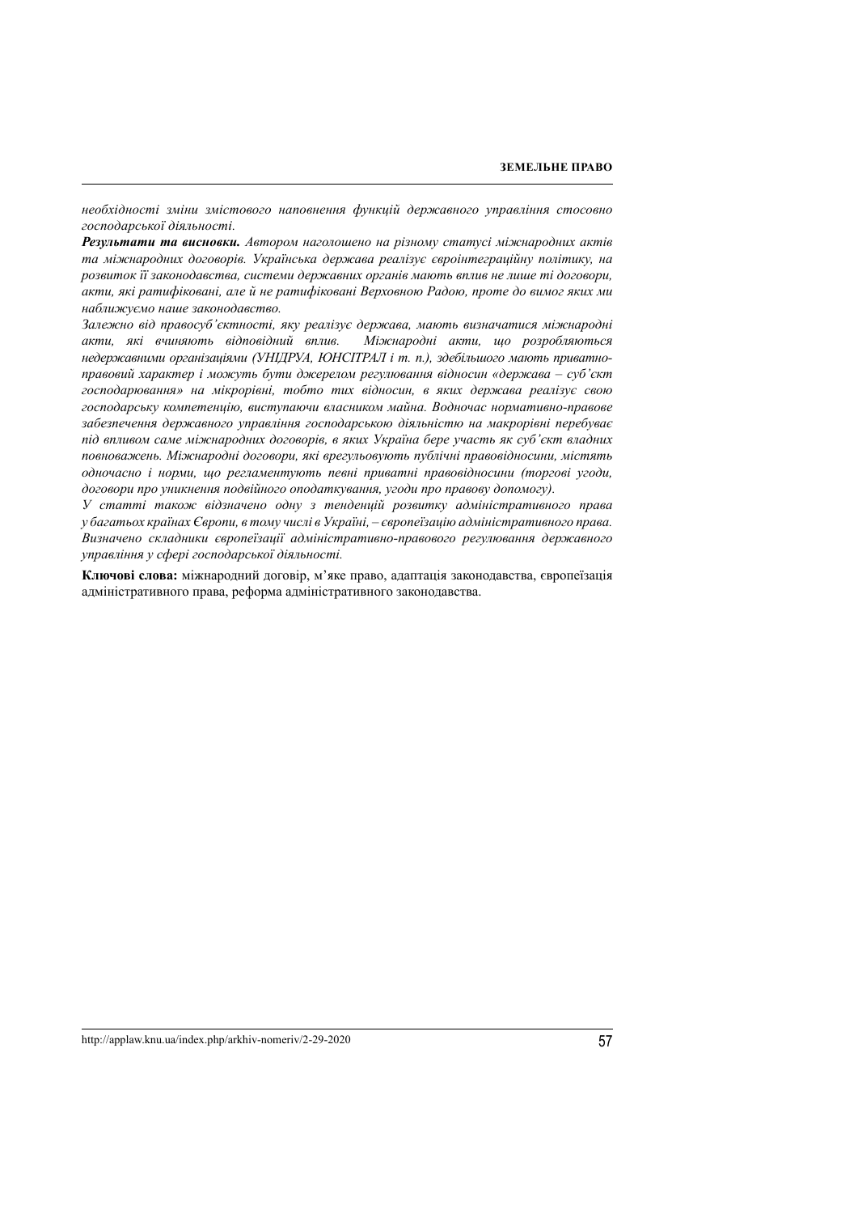*необхідності зміни змістового наповнення функцій державного управління стосовно господарської діяльності.*

***Результати та висновки.*** *Автором наголошено на різному статусі міжнародних актів та міжнародних договорів. Українська держава реалізує євроінтеграційну політику, на розвиток її законодавства, системи державних органів мають вплив не лише ті договори, акти, які ратифіковані, але й не ратифіковані Верховною Радою, проте до вимог яких ми наближуємо наше законодавство.*

*Залежно від правосуб'єктності, яку реалізує держава, мають визначатися міжнародні акти, які вчиняють відповідний вплив. Міжнародні акти, що розробляються недержавними організаціями (УНІДРУА, ЮНСІТРАЛ і т. п.), здебільшого мають приватно-правовий характер і можуть бути джерелом регулювання відносин «держава – суб'єкт господарювання» на мікрорівні, тобто тих відносин, в яких держава реалізує свою господарську компетенцію, виступаючи власником майна. Водночас нормативно-правове забезпечення державного управління господарською діяльністю на макрорівні перебуває під впливом саме міжнародних договорів, в яких Україна бере участь як суб'єкт владних повноважень. Міжнародні договори, які врегульовують публічні правовідносини, містять одночасно і норми, що регламентують певні приватні правовідносини (торгові угоди, договори про уникнення подвійного оподаткування, угоди про правову допомогу).*

*У статті також відзначено одну з тенденцій розвитку адміністративного права у багатьох країнах Європи, в тому числі в Україні, – європеїзацію адміністративного права. Визначено складники європеїзації адміністративно-правового регулювання державного управління у сфері господарської діяльності.*

**Ключові слова:** міжнародний договір, м'яке право, адаптація законодавства, європеїзація адміністративного права, реформа адміністративного законодавства.